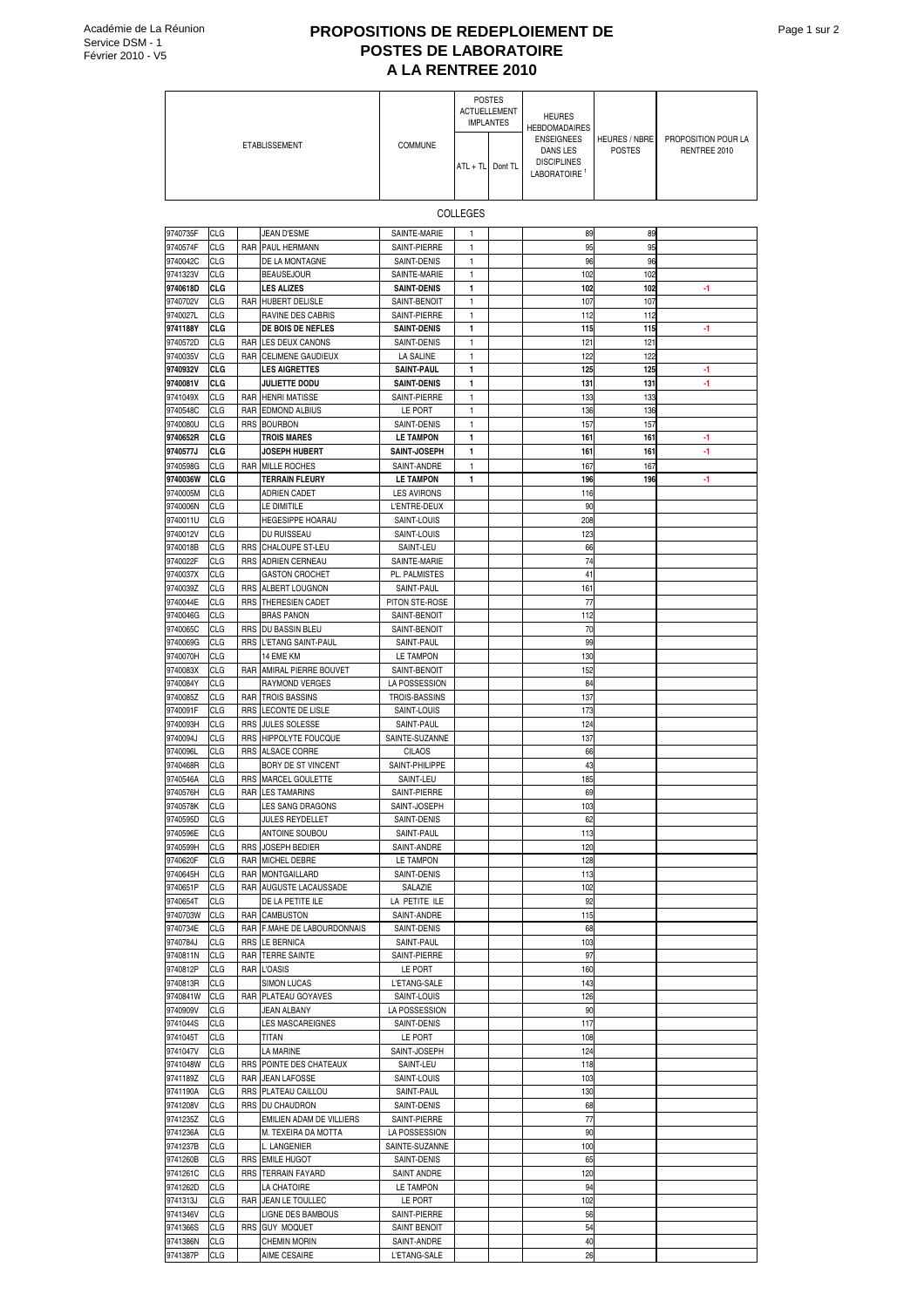Académie de La Réunion
Service DSM - 1
Février 2010 - V5

# PROPOSITIONS DE REDEPLOIEMENT DE POSTES DE LABORATOIRE A LA RENTREE 2010

| ETABLISSEMENT | | | | COMMUNE | POSTES ACTUELLEMENT IMPLANTES | | HEURES HEBDOMADAIRES ENSEIGNEES DANS LES DISCIPLINES LABORATOIRE [1] | HEURES / NBRE POSTES | PROPOSITION POUR LA RENTREE 2010 |
|---|---|---|---|---|---|---|---|---|---|
| | | | | | ATL + TL | Dont TL | | | |
| **COLLEGES** | | | | | | | | | |
| 9740735F | CLG | | JEAN D'ESME | SAINTE-MARIE | 1 | | 89 | 89 | |
| 9740574F | CLG | RAR | PAUL HERMANN | SAINT-PIERRE | 1 | | 95 | 95 | |
| 9740042C | CLG | | DE LA MONTAGNE | SAINT-DENIS | 1 | | 96 | 96 | |
| 9741323V | CLG | | BEAUSEJOUR | SAINTE-MARIE | 1 | | 102 | 102 | |
| **9740618D** | **CLG** | | **LES ALIZES** | **SAINT-DENIS** | **1** | | **102** | **102** | **-1** |
| 9740702V | CLG | RAR | HUBERT DELISLE | SAINT-BENOIT | 1 | | 107 | 107 | |
| 9740027L | CLG | | RAVINE DES CABRIS | SAINT-PIERRE | 1 | | 112 | 112 | |
| **9741188Y** | **CLG** | | **DE BOIS DE NEFLES** | **SAINT-DENIS** | **1** | | **115** | **115** | **-1** |
| 9740572D | CLG | RAR | LES DEUX CANONS | SAINT-DENIS | 1 | | 121 | 121 | |
| 9740035V | CLG | RAR | CELIMENE GAUDIEUX | LA SALINE | 1 | | 122 | 122 | |
| **9740932V** | **CLG** | | **LES AIGRETTES** | **SAINT-PAUL** | **1** | | **125** | **125** | **-1** |
| **9740081V** | **CLG** | | **JULIETTE DODU** | **SAINT-DENIS** | **1** | | **131** | **131** | **-1** |
| 9741049X | CLG | RAR | HENRI MATISSE | SAINT-PIERRE | 1 | | 133 | 133 | |
| 9740548C | CLG | RAR | EDMOND ALBIUS | LE PORT | 1 | | 136 | 136 | |
| 9740080U | CLG | RRS | BOURBON | SAINT-DENIS | 1 | | 157 | 157 | |
| **9740652R** | **CLG** | | **TROIS MARES** | **LE TAMPON** | **1** | | **161** | **161** | **-1** |
| **9740577J** | **CLG** | | **JOSEPH HUBERT** | **SAINT-JOSEPH** | **1** | | **161** | **161** | **-1** |
| 9740598G | CLG | RAR | MILLE ROCHES | SAINT-ANDRE | 1 | | 167 | 167 | |
| **9740036W** | **CLG** | | **TERRAIN FLEURY** | **LE TAMPON** | **1** | | **196** | **196** | **-1** |
| 9740005M | CLG | | ADRIEN CADET | LES AVIRONS | | | 116 | | |
| 9740006N | CLG | | LE DIMITILE | L'ENTRE-DEUX | | | 90 | | |
| 9740011U | CLG | | HEGESIPPE HOARAU | SAINT-LOUIS | | | 208 | | |
| 9740012V | CLG | | DU RUISSEAU | SAINT-LOUIS | | | 123 | | |
| 9740018B | CLG | RRS | CHALOUPE ST-LEU | SAINT-LEU | | | 66 | | |
| 9740022F | CLG | RRS | ADRIEN CERNEAU | SAINTE-MARIE | | | 74 | | |
| 9740037X | CLG | | GASTON CROCHET | PL. PALMISTES | | | 41 | | |
| 9740039Z | CLG | RRS | ALBERT LOUGNON | SAINT-PAUL | | | 161 | | |
| 9740044E | CLG | RRS | THERESIEN CADET | PITON STE-ROSE | | | 77 | | |
| 9740046G | CLG | | BRAS PANON | SAINT-BENOIT | | | 112 | | |
| 9740065C | CLG | RRS | DU BASSIN BLEU | SAINT-BENOIT | | | 70 | | |
| 9740069G | CLG | RRS | L'ETANG SAINT-PAUL | SAINT-PAUL | | | 99 | | |
| 9740070H | CLG | | 14 EME KM | LE TAMPON | | | 130 | | |
| 9740083X | CLG | RAR | AMIRAL PIERRE BOUVET | SAINT-BENOIT | | | 152 | | |
| 9740084Y | CLG | | RAYMOND VERGES | LA POSSESSION | | | 84 | | |
| 9740085Z | CLG | RAR | TROIS BASSINS | TROIS-BASSINS | | | 137 | | |
| 9740091F | CLG | RRS | LECONTE DE LISLE | SAINT-LOUIS | | | 173 | | |
| 9740093H | CLG | RRS | JULES SOLESSE | SAINT-PAUL | | | 124 | | |
| 9740094J | CLG | RRS | HIPPOLYTE FOUCQUE | SAINTE-SUZANNE | | | 137 | | |
| 9740096L | CLG | RRS | ALSACE CORRE | CILAOS | | | 66 | | |
| 9740468R | CLG | | BORY DE ST VINCENT | SAINT-PHILIPPE | | | 43 | | |
| 9740546A | CLG | RRS | MARCEL GOULETTE | SAINT-LEU | | | 185 | | |
| 9740576H | CLG | RAR | LES TAMARINS | SAINT-PIERRE | | | 69 | | |
| 9740578K | CLG | | LES SANG DRAGONS | SAINT-JOSEPH | | | 103 | | |
| 9740595D | CLG | | JULES REYDELLET | SAINT-DENIS | | | 62 | | |
| 9740596E | CLG | | ANTOINE SOUBOU | SAINT-PAUL | | | 113 | | |
| 9740599H | CLG | RRS | JOSEPH BEDIER | SAINT-ANDRE | | | 120 | | |
| 9740620F | CLG | RAR | MICHEL DEBRE | LE TAMPON | | | 128 | | |
| 9740645H | CLG | RAR | MONTGAILLARD | SAINT-DENIS | | | 113 | | |
| 9740651P | CLG | RAR | AUGUSTE LACAUSSADE | SALAZIE | | | 102 | | |
| 9740654T | CLG | | DE LA PETITE ILE | LA PETITE ILE | | | 92 | | |
| 9740703W | CLG | RAR | CAMBUSTON | SAINT-ANDRE | | | 115 | | |
| 9740734E | CLG | RAR | F.MAHE DE LABOURDONNAIS | SAINT-DENIS | | | 68 | | |
| 9740784J | CLG | RRS | LE BERNICA | SAINT-PAUL | | | 103 | | |
| 9740811N | CLG | RAR | TERRE SAINTE | SAINT-PIERRE | | | 97 | | |
| 9740812P | CLG | RAR | L'OASIS | LE PORT | | | 160 | | |
| 9740813R | CLG | | SIMON LUCAS | L'ETANG-SALE | | | 143 | | |
| 9740841W | CLG | RAR | PLATEAU GOYAVES | SAINT-LOUIS | | | 126 | | |
| 9740909V | CLG | | JEAN ALBANY | LA POSSESSION | | | 90 | | |
| 9741044S | CLG | | LES MASCAREIGNES | SAINT-DENIS | | | 117 | | |
| 9741045T | CLG | | TITAN | LE PORT | | | 108 | | |
| 9741047V | CLG | | LA MARINE | SAINT-JOSEPH | | | 124 | | |
| 9741048W | CLG | RRS | POINTE DES CHATEAUX | SAINT-LEU | | | 118 | | |
| 9741189Z | CLG | RAR | JEAN LAFOSSE | SAINT-LOUIS | | | 103 | | |
| 9741190A | CLG | RRS | PLATEAU CAILLOU | SAINT-PAUL | | | 130 | | |
| 9741208V | CLG | RRS | DU CHAUDRON | SAINT-DENIS | | | 68 | | |
| 9741235Z | CLG | | EMILIEN ADAM DE VILLIERS | SAINT-PIERRE | | | 77 | | |
| 9741236A | CLG | | M. TEXEIRA DA MOTTA | LA POSSESSION | | | 90 | | |
| 9741237B | CLG | | L. LANGENIER | SAINTE-SUZANNE | | | 100 | | |
| 9741260B | CLG | RRS | EMILE HUGOT | SAINT-DENIS | | | 65 | | |
| 9741261C | CLG | RRS | TERRAIN FAYARD | SAINT ANDRE | | | 120 | | |
| 9741262D | CLG | | LA CHATOIRE | LE TAMPON | | | 94 | | |
| 9741313J | CLG | RAR | JEAN LE TOULLEC | LE PORT | | | 102 | | |
| 9741346V | CLG | | LIGNE DES BAMBOUS | SAINT-PIERRE | | | 56 | | |
| 9741366S | CLG | RRS | GUY MOQUET | SAINT BENOIT | | | 54 | | |
| 9741386N | CLG | | CHEMIN MORIN | SAINT-ANDRE | | | 40 | | |
| 9741387P | CLG | | AIME CESAIRE | L'ETANG-SALE | | | 26 | | |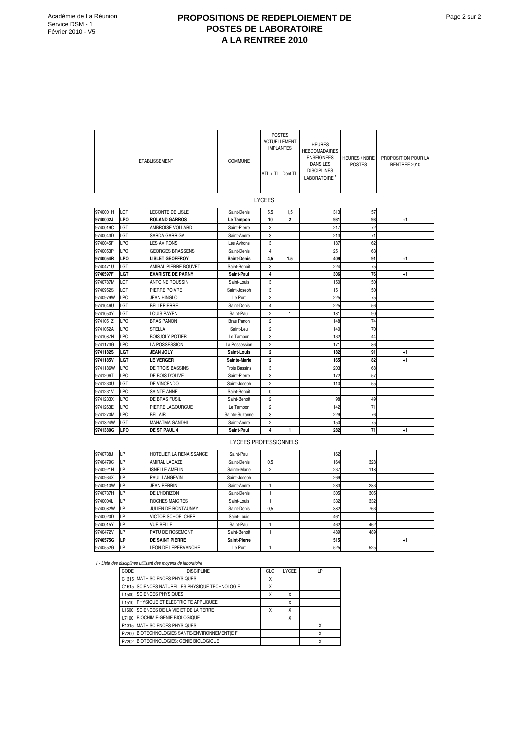Académie de La Réunion
Service DSM - 1
Février 2010 - V5

# PROPOSITIONS DE REDEPLOIEMENT DE POSTES DE LABORATOIRE A LA RENTREE 2010

| ETABLISSEMENT | | | | COMMUNE | POSTES ACTUELLEMENT IMPLANTES | | HEURES HEBDOMADAIRES ENSEIGNEES DANS LES DISCIPLINES LABORATOIRE [1] | HEURES / NBRE POSTES | PROPOSITION POUR LA RENTREE 2010 |
|---|---|---|---|---|---|---|---|---|---|
| | | | | | ATL + TL | Dont TL | | | |
| **LYCEES** | | | | | | | | | |
| 9740001H | LGT | | LECONTE DE LISLE | Saint-Denis | 5,5 | 1,5 | 313 | 57 | |
| **9740002J** | **LPO** | | **ROLAND GARROS** | **Le Tampon** | **10** | **2** | **931** | **93** | **+1** |
| 9740019C | LGT | | AMBROISE VOLLARD | Saint-Pierre | 3 | | 217 | 72 | |
| 9740043D | LGT | | SARDA GARRIGA | Saint-André | 3 | | 213 | 71 | |
| 9740045F | LPO | | LES AVIRONS | Les Avirons | 3 | | 187 | 62 | |
| 9740053P | LPO | | GEORGES BRASSENS | Saint-Denis | 4 | | 251 | 63 | |
| **9740054R** | **LPO** | | **LISLET GEOFFROY** | **Saint-Denis** | **4,5** | **1,5** | **409** | **91** | **+1** |
| 9740471U | LGT | | AMIRAL PIERRE BOUVET | Saint-Benoît | 3 | | 224 | 75 | |
| **9740597F** | **LGT** | | **EVARISTE DE PARNY** | **Saint-Paul** | **4** | | **306** | **76** | **+1** |
| 9740787M | LGT | | ANTOINE ROUSSIN | Saint-Louis | 3 | | 150 | 50 | |
| 9740952S | LGT | | PIERRE POIVRE | Saint-Joseph | 3 | | 151 | 50 | |
| 9740979W | LPO | | JEAN HINGLO | Le Port | 3 | | 225 | 75 | |
| 9741046U | LGT | | BELLEPIERRE | Saint-Denis | 4 | | 225 | 56 | |
| 9741050Y | LGT | | LOUIS PAYEN | Saint-Paul | 2 | 1 | 181 | 90 | |
| 9741051Z | LPO | | BRAS PANON | Bras Panon | 2 | | 148 | 74 | |
| 9741052A | LPO | | STELLA | Saint-Leu | 2 | | 140 | 70 | |
| 9741087N | LPO | | BOISJOLY POTIER | Le Tampon | 3 | | 132 | 44 | |
| 9741173G | LPO | | LA POSSESSION | La Possession | 2 | | 171 | 86 | |
| **9741182S** | **LGT** | | **JEAN JOLY** | **Saint-Louis** | **2** | | **182** | **91** | **+1** |
| **9741185V** | **LGT** | | **LE VERGER** | **Sainte-Marie** | **2** | | **165** | **82** | **+1** |
| 9741186W | LPO | | DE TROIS BASSINS | Trois Bassins | 3 | | 203 | 68 | |
| 9741206T | LPO | | DE BOIS D'OLIVE | Saint-Pierre | 3 | | 172 | 57 | |
| 9741230U | LGT | | DE VINCENDO | Saint-Joseph | 2 | | 110 | 55 | |
| 9741231V | LPO | | SAINTE ANNE | Saint-Benoît | 0 | | | | |
| 9741233X | LPO | | DE BRAS FUSIL | Saint-Benoît | 2 | | 98 | 49 | |
| 9741263E | LPO | | PIERRE LAGOURGUE | Le Tampon | 2 | | 142 | 71 | |
| 9741270M | LPO | | BEL AIR | Sainte-Suzanne | 3 | | 229 | 76 | |
| 9741324W | LGT | | MAHATMA GANDHI | Saint-André | 2 | | 150 | 75 | |
| **9741380G** | **LPO** | | **DE ST PAUL 4** | **Saint-Paul** | **4** | **1** | **282** | **71** | **+1** |
| **LYCEES PROFESSIONNELS** | | | | | | | | | |
| 9740738J | LP | | HOTELIER LA RENAISSANCE | Saint-Paul | | | 162 | | |
| 9740479C | LP | | AMIRAL LACAZE | Saint-Denis | 0,5 | | 164 | 328 | |
| 9740921H | LP | | ISNELLE AMELIN | Sainte-Marie | 2 | | 237 | 118 | |
| 9740934X | LP | | PAUL LANGEVIN | Saint-Joseph | | | 269 | | |
| 9740910W | LP | | JEAN PERRIN | Saint-André | 1 | | 283 | 283 | |
| 9740737H | LP | | DE L'HORIZON | Saint-Denis | 1 | | 305 | 305 | |
| 9740004L | LP | | ROCHES MAIGRES | Saint-Louis | 1 | | 332 | 332 | |
| 9740082W | LP | | JULIEN DE RONTAUNAY | Saint-Denis | 0,5 | | 382 | 763 | |
| 9740020D | LP | | VICTOR SCHOELCHER | Saint-Louis | | | 461 | | |
| 9740015Y | LP | | VUE BELLE | Saint-Paul | 1 | | 462 | 462 | |
| 9740472V | LP | | PATU DE ROSEMONT | Saint-Benoît | 1 | | 489 | 489 | |
| **9740575G** | **LP** | | **DE SAINT PIERRE** | **Saint-Pierre** | | | **515** | | **+1** |
| 9740552G | LP | | LEON DE LEPERVANCHE | Le Port | 1 | | 525 | 525 | |

*1 - Liste des disciplines utilisant des moyens de laboratoire*

| CODE | DISCIPLINE | CLG | LYCEE | LP |
|---|---|---|---|---|
| C1315 | MATH.SCIENCES PHYSIQUES | X | | |
| C1615 | SCIENCES NATURELLES PHYSIQUE TECHNOLOGIE | X | | |
| L1500 | SCIENCES PHYSIQUES | X | X | |
| L1510 | PHYSIQUE ET ELECTRICITE APPLIQUEE | | X | |
| L1600 | SCIENCES DE LA VIE ET DE LA TERRE | X | X | |
| L7100 | BIOCHIMIE-GENIE BIOLOGIQUE | | X | |
| P1315 | MATH.SCIENCES PHYSIQUES | | | X |
| P7200 | BIOTECHNOLOGIES SANTE-ENVIRONNEMENT(E F | | | X |
| P7202 | BIOTECHNOLOGIES: GENIE BIOLOGIQUE | | | X |